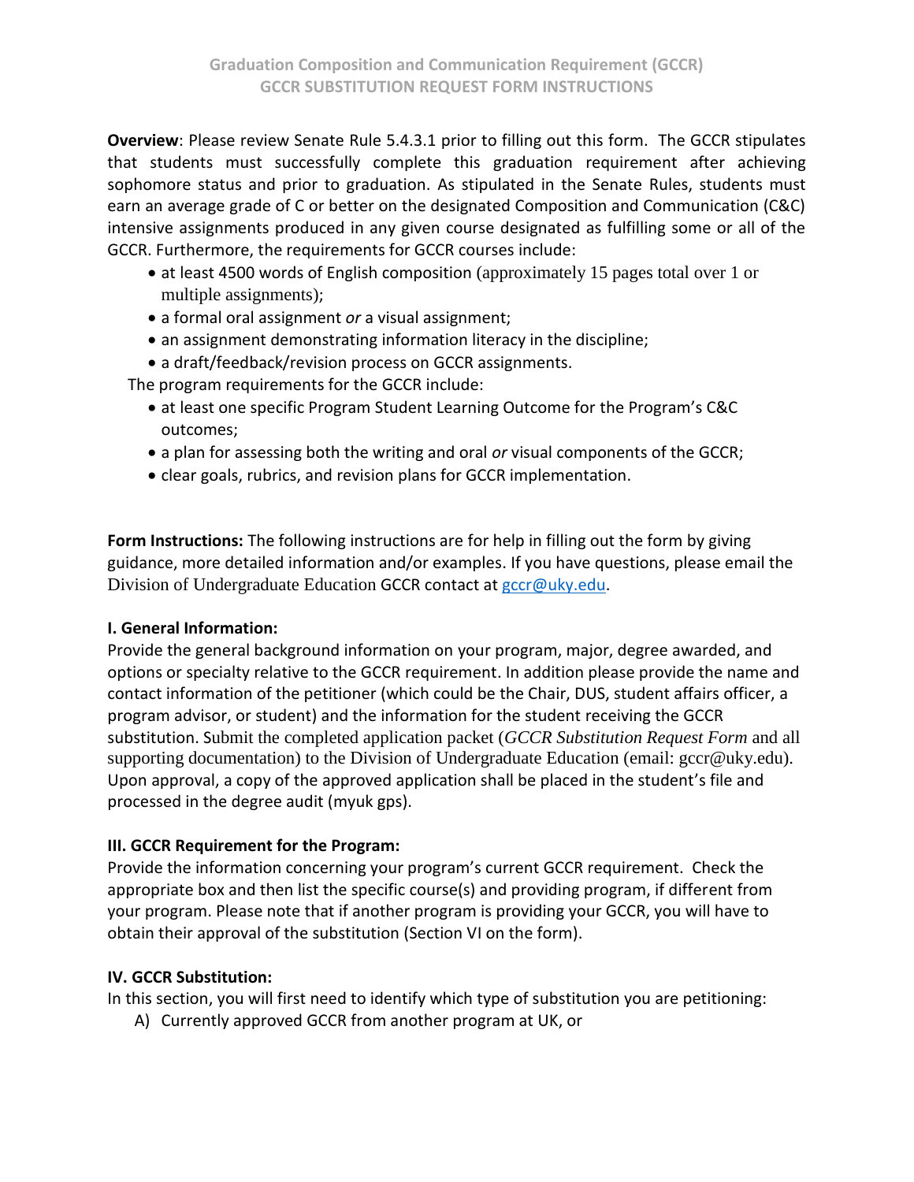# Graduation Composition and Communication Requirement (GCCR)
## GCCR SUBSTITUTION REQUEST FORM INSTRUCTIONS

**Overview**: Please review Senate Rule 5.4.3.1 prior to filling out this form. The GCCR stipulates that students must successfully complete this graduation requirement after achieving sophomore status and prior to graduation. As stipulated in the Senate Rules, students must earn an average grade of C or better on the designated Composition and Communication (C&C) intensive assignments produced in any given course designated as fulfilling some or all of the GCCR. Furthermore, the requirements for GCCR courses include:

- at least 4500 words of English composition (approximately 15 pages total over 1 or multiple assignments);
- a formal oral assignment *or* a visual assignment;
- an assignment demonstrating information literacy in the discipline;
- a draft/feedback/revision process on GCCR assignments.

The program requirements for the GCCR include:

- at least one specific Program Student Learning Outcome for the Program's C&C outcomes;
- a plan for assessing both the writing and oral *or* visual components of the GCCR;
- clear goals, rubrics, and revision plans for GCCR implementation.

**Form Instructions:** The following instructions are for help in filling out the form by giving guidance, more detailed information and/or examples. If you have questions, please email the Division of Undergraduate Education GCCR contact at gccr@uky.edu.

**I. General Information:**
Provide the general background information on your program, major, degree awarded, and options or specialty relative to the GCCR requirement. In addition please provide the name and contact information of the petitioner (which could be the Chair, DUS, student affairs officer, a program advisor, or student) and the information for the student receiving the GCCR substitution. Submit the completed application packet (*GCCR Substitution Request Form* and all supporting documentation) to the Division of Undergraduate Education (email: gccr@uky.edu). Upon approval, a copy of the approved application shall be placed in the student's file and processed in the degree audit (myuk gps).

**III. GCCR Requirement for the Program:**
Provide the information concerning your program's current GCCR requirement. Check the appropriate box and then list the specific course(s) and providing program, if different from your program. Please note that if another program is providing your GCCR, you will have to obtain their approval of the substitution (Section VI on the form).

**IV. GCCR Substitution:**
In this section, you will first need to identify which type of substitution you are petitioning:

A) Currently approved GCCR from another program at UK, or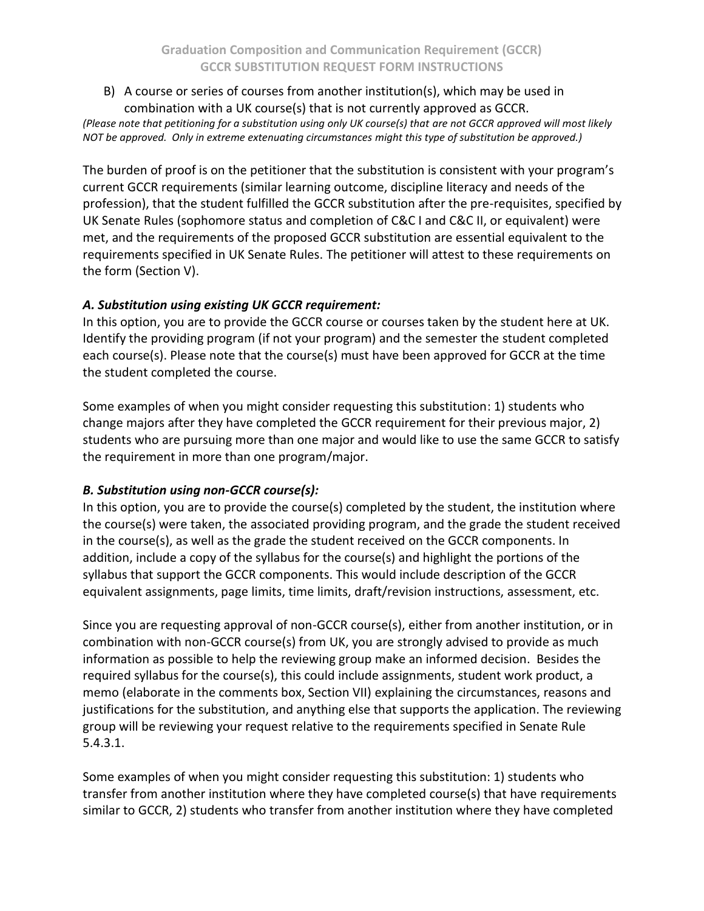B) A course or series of courses from another institution(s), which may be used in combination with a UK course(s) that is not currently approved as GCCR.

*(Please note that petitioning for a substitution using only UK course(s) that are not GCCR approved will most likely NOT be approved. Only in extreme extenuating circumstances might this type of substitution be approved.)*

The burden of proof is on the petitioner that the substitution is consistent with your program's current GCCR requirements (similar learning outcome, discipline literacy and needs of the profession), that the student fulfilled the GCCR substitution after the pre-requisites, specified by UK Senate Rules (sophomore status and completion of C&C I and C&C II, or equivalent) were met, and the requirements of the proposed GCCR substitution are essential equivalent to the requirements specified in UK Senate Rules. The petitioner will attest to these requirements on the form (Section V).

### *A. Substitution using existing UK GCCR requirement:*

In this option, you are to provide the GCCR course or courses taken by the student here at UK. Identify the providing program (if not your program) and the semester the student completed each course(s). Please note that the course(s) must have been approved for GCCR at the time the student completed the course.

Some examples of when you might consider requesting this substitution: 1) students who change majors after they have completed the GCCR requirement for their previous major, 2) students who are pursuing more than one major and would like to use the same GCCR to satisfy the requirement in more than one program/major.

### *B. Substitution using non-GCCR course(s):*

In this option, you are to provide the course(s) completed by the student, the institution where the course(s) were taken, the associated providing program, and the grade the student received in the course(s), as well as the grade the student received on the GCCR components. In addition, include a copy of the syllabus for the course(s) and highlight the portions of the syllabus that support the GCCR components. This would include description of the GCCR equivalent assignments, page limits, time limits, draft/revision instructions, assessment, etc.

Since you are requesting approval of non-GCCR course(s), either from another institution, or in combination with non-GCCR course(s) from UK, you are strongly advised to provide as much information as possible to help the reviewing group make an informed decision. Besides the required syllabus for the course(s), this could include assignments, student work product, a memo (elaborate in the comments box, Section VII) explaining the circumstances, reasons and justifications for the substitution, and anything else that supports the application. The reviewing group will be reviewing your request relative to the requirements specified in Senate Rule 5.4.3.1.

Some examples of when you might consider requesting this substitution: 1) students who transfer from another institution where they have completed course(s) that have requirements similar to GCCR, 2) students who transfer from another institution where they have completed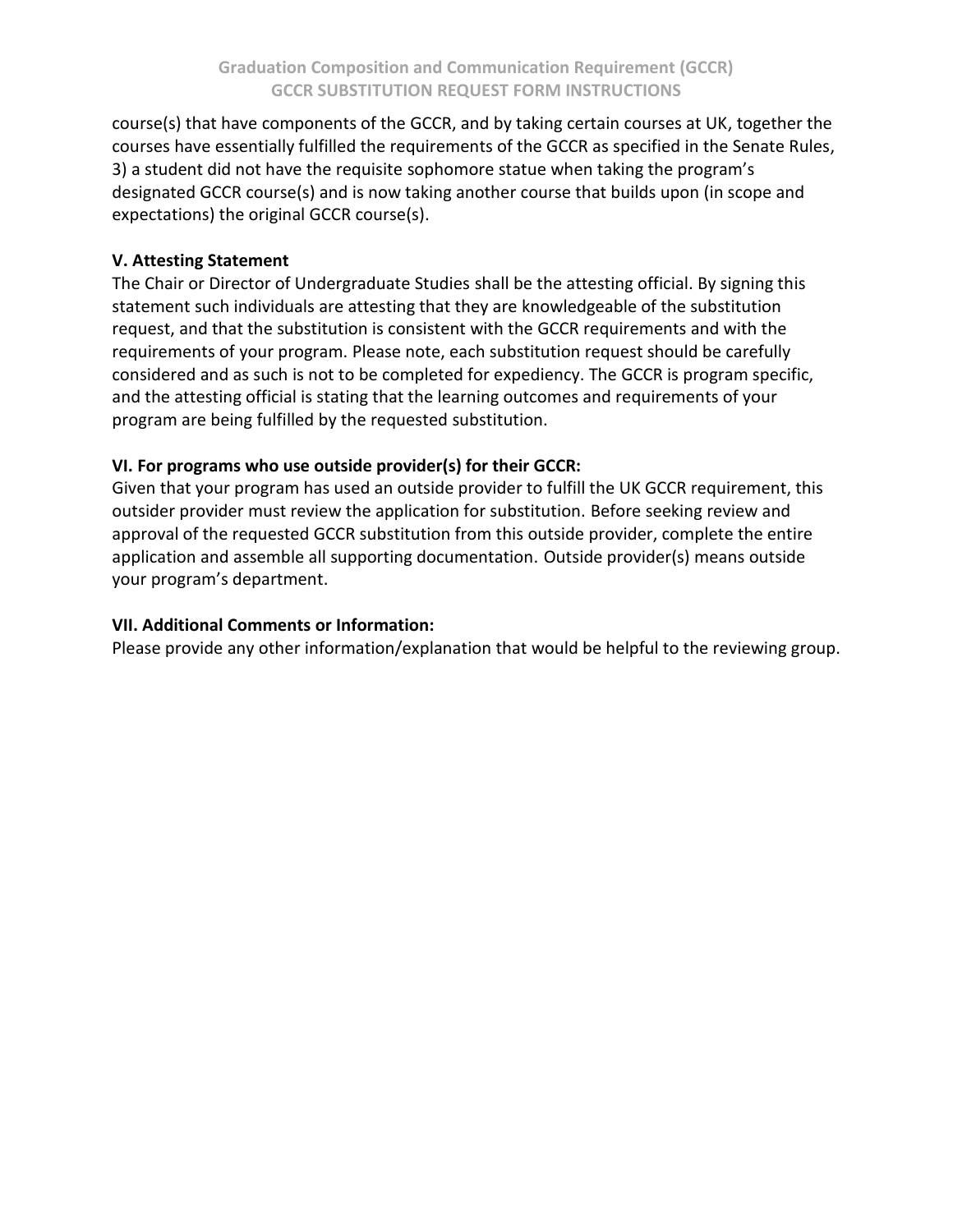course(s) that have components of the GCCR, and by taking certain courses at UK, together the courses have essentially fulfilled the requirements of the GCCR as specified in the Senate Rules, 3) a student did not have the requisite sophomore statue when taking the program's designated GCCR course(s) and is now taking another course that builds upon (in scope and expectations) the original GCCR course(s).

**V. Attesting Statement**

The Chair or Director of Undergraduate Studies shall be the attesting official. By signing this statement such individuals are attesting that they are knowledgeable of the substitution request, and that the substitution is consistent with the GCCR requirements and with the requirements of your program. Please note, each substitution request should be carefully considered and as such is not to be completed for expediency. The GCCR is program specific, and the attesting official is stating that the learning outcomes and requirements of your program are being fulfilled by the requested substitution.

**VI. For programs who use outside provider(s) for their GCCR:**

Given that your program has used an outside provider to fulfill the UK GCCR requirement, this outsider provider must review the application for substitution. Before seeking review and approval of the requested GCCR substitution from this outside provider, complete the entire application and assemble all supporting documentation. Outside provider(s) means outside your program's department.

**VII. Additional Comments or Information:**

Please provide any other information/explanation that would be helpful to the reviewing group.